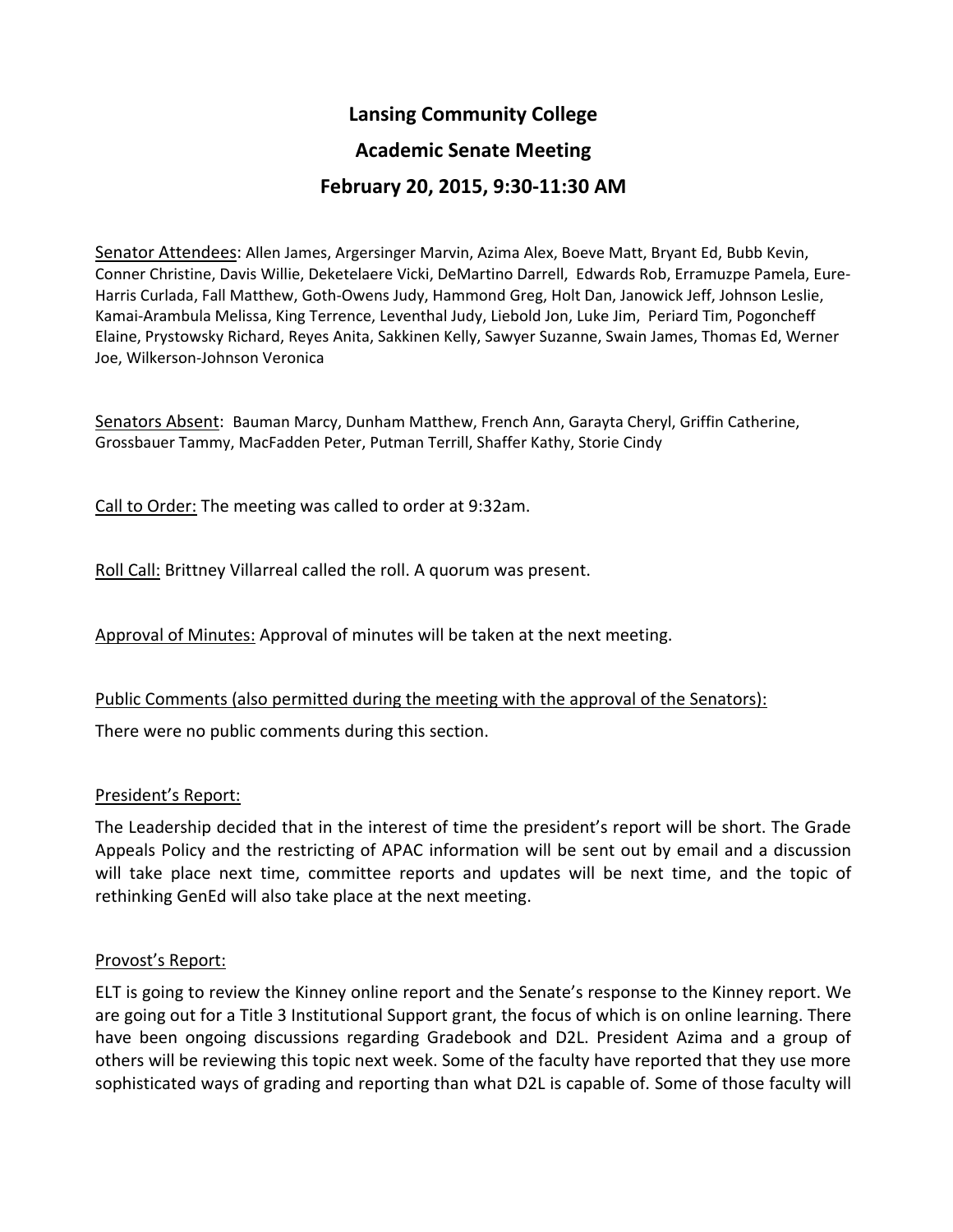# Lansing Community College

## Academic Senate Meeting

### February 20, 2015, 9:30-11:30 AM

Senator Attendees: Allen James, Argersinger Marvin, Azima Alex, Boeve Matt, Bryant Ed, Bubb Kevin, Conner Christine, Davis Willie, Deketelaere Vicki, DeMartino Darrell, Edwards Rob, Erramuzpe Pamela, Eure-Harris Curlada, Fall Matthew, Goth-Owens Judy, Hammond Greg, Holt Dan, Janowick Jeff, Johnson Leslie, Kamai-Arambula Melissa, King Terrence, Leventhal Judy, Liebold Jon, Luke Jim, Periard Tim, Pogoncheff Elaine, Prystowsky Richard, Reyes Anita, Sakkinen Kelly, Sawyer Suzanne, Swain James, Thomas Ed, Werner Joe, Wilkerson-Johnson Veronica

Senators Absent: Bauman Marcy, Dunham Matthew, French Ann, Garayta Cheryl, Griffin Catherine, Grossbauer Tammy, MacFadden Peter, Putman Terrill, Shaffer Kathy, Storie Cindy

Call to Order: The meeting was called to order at 9:32am.

Roll Call: Brittney Villarreal called the roll. A quorum was present.

Approval of Minutes: Approval of minutes will be taken at the next meeting.

Public Comments (also permitted during the meeting with the approval of the Senators):

There were no public comments during this section.

President's Report:

The Leadership decided that in the interest of time the president's report will be short. The Grade Appeals Policy and the restricting of APAC information will be sent out by email and a discussion will take place next time, committee reports and updates will be next time, and the topic of rethinking GenEd will also take place at the next meeting.

Provost's Report:

ELT is going to review the Kinney online report and the Senate's response to the Kinney report. We are going out for a Title 3 Institutional Support grant, the focus of which is on online learning. There have been ongoing discussions regarding Gradebook and D2L. President Azima and a group of others will be reviewing this topic next week. Some of the faculty have reported that they use more sophisticated ways of grading and reporting than what D2L is capable of. Some of those faculty will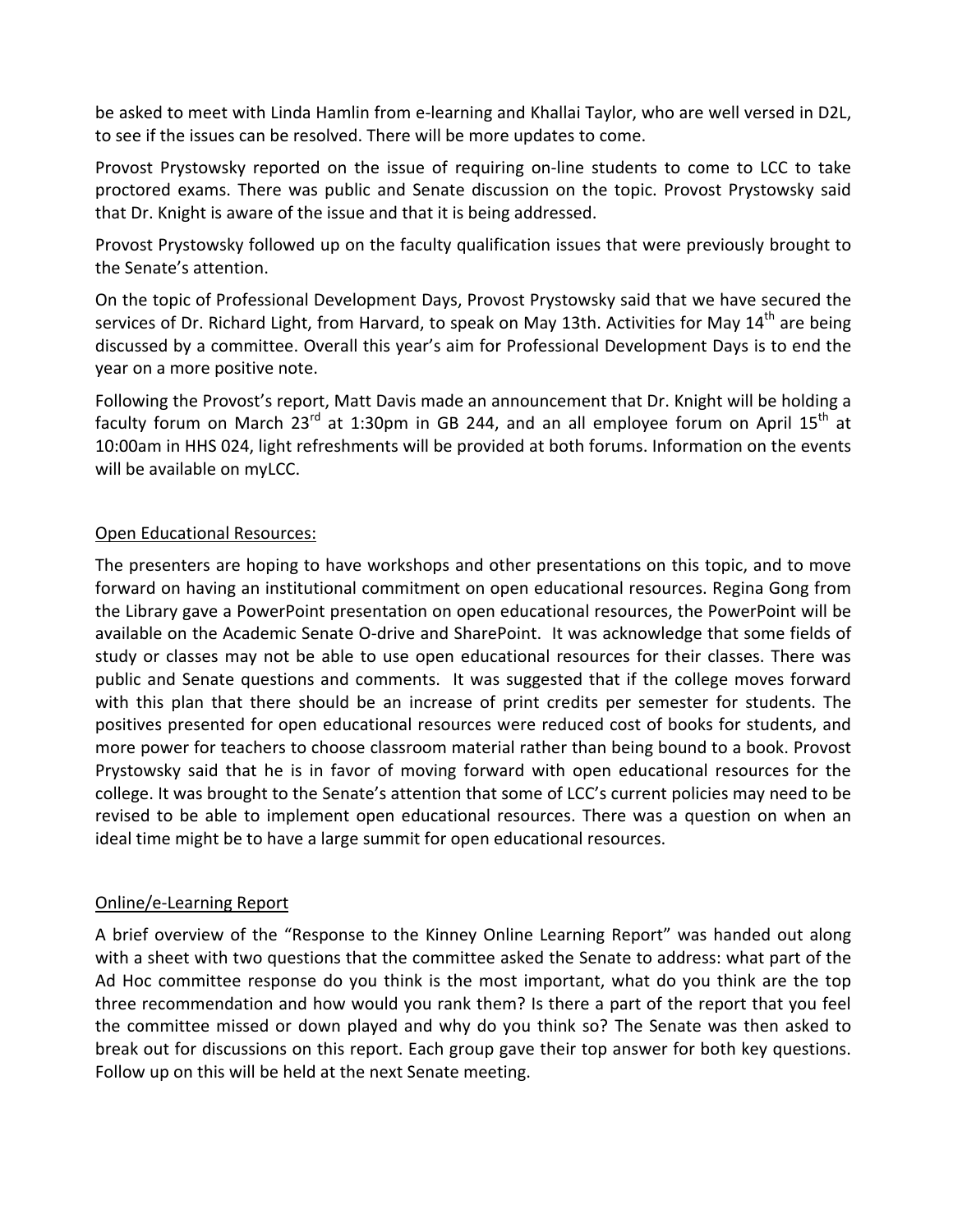be asked to meet with Linda Hamlin from e-learning and Khallai Taylor, who are well versed in D2L, to see if the issues can be resolved. There will be more updates to come.

Provost Prystowsky reported on the issue of requiring on-line students to come to LCC to take proctored exams. There was public and Senate discussion on the topic. Provost Prystowsky said that Dr. Knight is aware of the issue and that it is being addressed.

Provost Prystowsky followed up on the faculty qualification issues that were previously brought to the Senate's attention.

On the topic of Professional Development Days, Provost Prystowsky said that we have secured the services of Dr. Richard Light, from Harvard, to speak on May 13th. Activities for May 14th are being discussed by a committee. Overall this year's aim for Professional Development Days is to end the year on a more positive note.

Following the Provost's report, Matt Davis made an announcement that Dr. Knight will be holding a faculty forum on March 23rd at 1:30pm in GB 244, and an all employee forum on April 15th at 10:00am in HHS 024, light refreshments will be provided at both forums. Information on the events will be available on myLCC.

## Open Educational Resources:

The presenters are hoping to have workshops and other presentations on this topic, and to move forward on having an institutional commitment on open educational resources. Regina Gong from the Library gave a PowerPoint presentation on open educational resources, the PowerPoint will be available on the Academic Senate O-drive and SharePoint. It was acknowledge that some fields of study or classes may not be able to use open educational resources for their classes. There was public and Senate questions and comments. It was suggested that if the college moves forward with this plan that there should be an increase of print credits per semester for students. The positives presented for open educational resources were reduced cost of books for students, and more power for teachers to choose classroom material rather than being bound to a book. Provost Prystowsky said that he is in favor of moving forward with open educational resources for the college. It was brought to the Senate's attention that some of LCC's current policies may need to be revised to be able to implement open educational resources. There was a question on when an ideal time might be to have a large summit for open educational resources.

## Online/e-Learning Report

A brief overview of the "Response to the Kinney Online Learning Report" was handed out along with a sheet with two questions that the committee asked the Senate to address: what part of the Ad Hoc committee response do you think is the most important, what do you think are the top three recommendation and how would you rank them? Is there a part of the report that you feel the committee missed or down played and why do you think so? The Senate was then asked to break out for discussions on this report. Each group gave their top answer for both key questions. Follow up on this will be held at the next Senate meeting.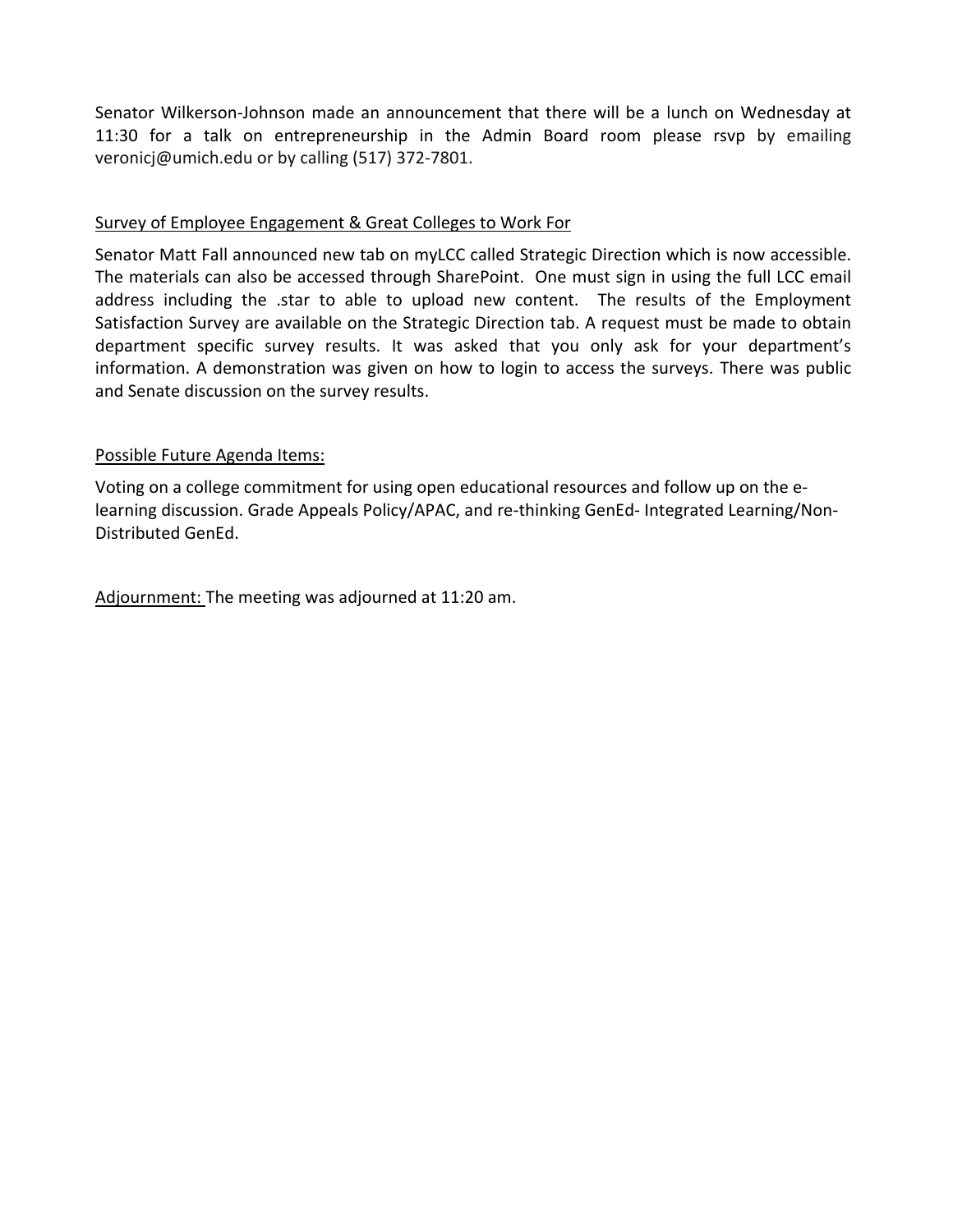Senator Wilkerson-Johnson made an announcement that there will be a lunch on Wednesday at 11:30 for a talk on entrepreneurship in the Admin Board room please rsvp by emailing veronicj@umich.edu or by calling (517) 372-7801.

Survey of Employee Engagement & Great Colleges to Work For

Senator Matt Fall announced new tab on myLCC called Strategic Direction which is now accessible. The materials can also be accessed through SharePoint. One must sign in using the full LCC email address including the .star to able to upload new content. The results of the Employment Satisfaction Survey are available on the Strategic Direction tab. A request must be made to obtain department specific survey results. It was asked that you only ask for your department's information. A demonstration was given on how to login to access the surveys. There was public and Senate discussion on the survey results.

Possible Future Agenda Items:

Voting on a college commitment for using open educational resources and follow up on the e-learning discussion. Grade Appeals Policy/APAC, and re-thinking GenEd- Integrated Learning/Non-Distributed GenEd.

Adjournment: The meeting was adjourned at 11:20 am.